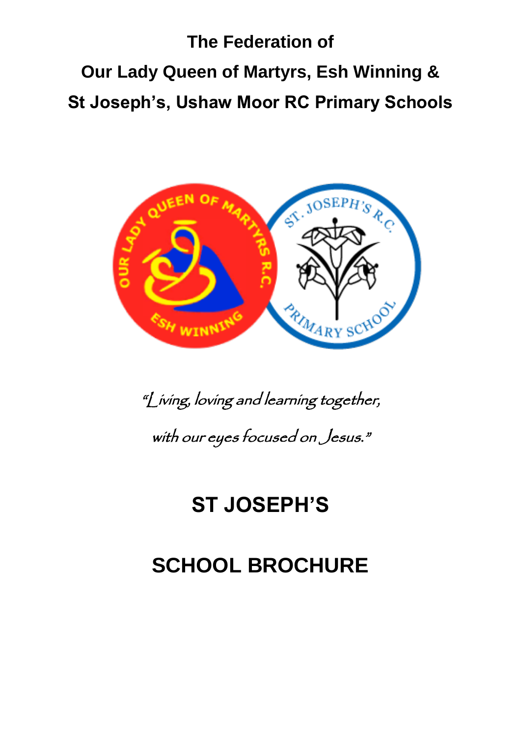# The Federation of
# Our Lady Queen of Martyrs, Esh Winning &
# St Joseph's, Ushaw Moor RC Primary Schools

*"Living, loving and learning together,*

*with our eyes focused on Jesus."*

# ST JOSEPH'S

# SCHOOL BROCHURE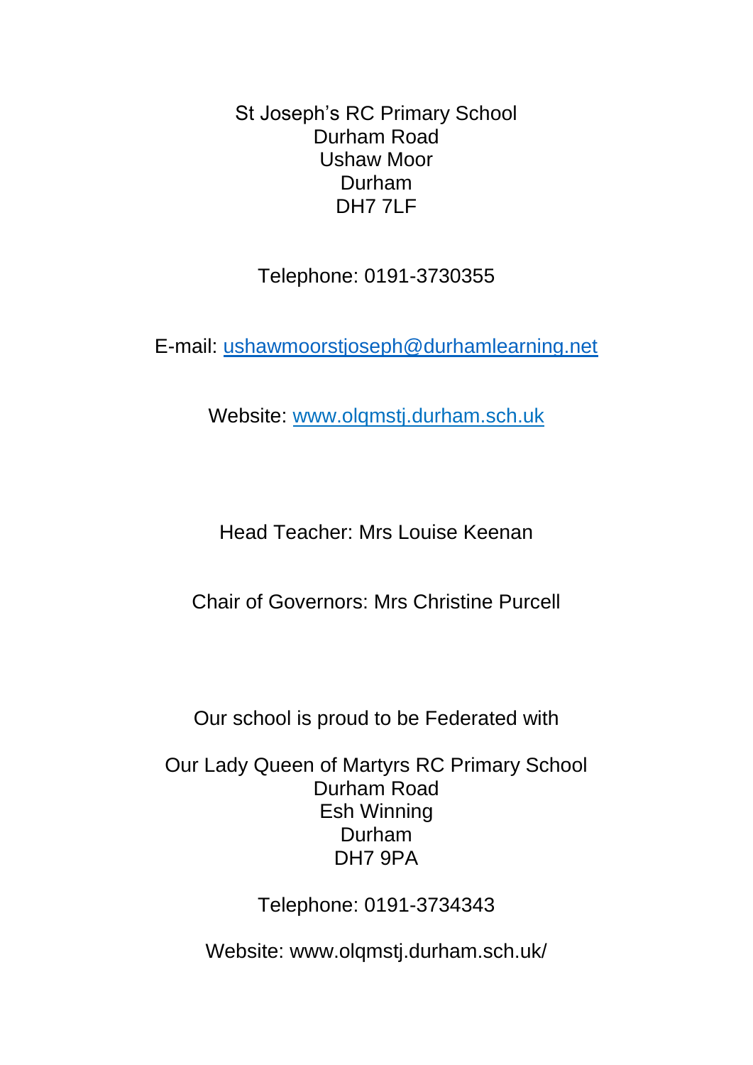St Joseph's RC Primary School
Durham Road
Ushaw Moor
Durham
DH7 7LF

Telephone: 0191-3730355

E-mail: [ushawmoorstjoseph@durhamlearning.net](mailto:ushawmoorstjoseph@durhamlearning.net)

Website: [www.olqmstj.durham.sch.uk](http://www.olqmstj.durham.sch.uk)

Head Teacher: Mrs Louise Keenan

Chair of Governors: Mrs Christine Purcell

Our school is proud to be Federated with

Our Lady Queen of Martyrs RC Primary School
Durham Road
Esh Winning
Durham
DH7 9PA

Telephone: 0191-3734343

Website: www.olqmstj.durham.sch.uk/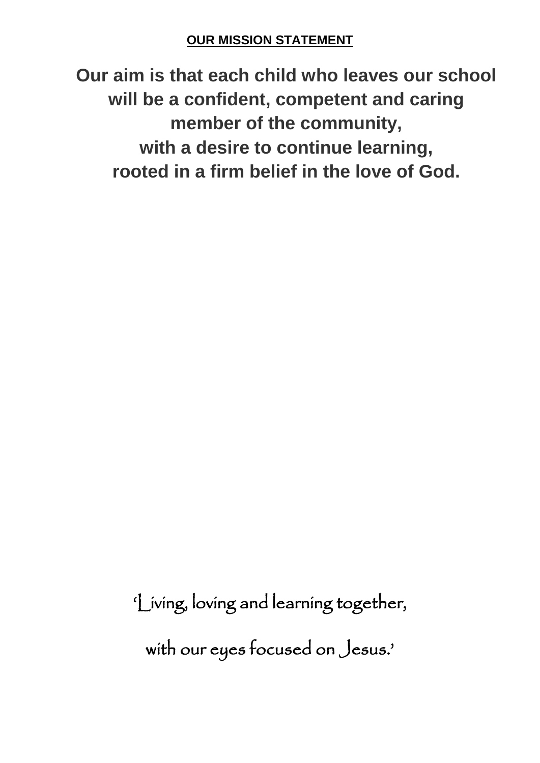## OUR MISSION STATEMENT

**Our aim is that each child who leaves our school will be a confident, competent and caring member of the community, with a desire to continue learning, rooted in a firm belief in the love of God.**

*'Living, loving and learning together,*

*with our eyes focused on Jesus.'*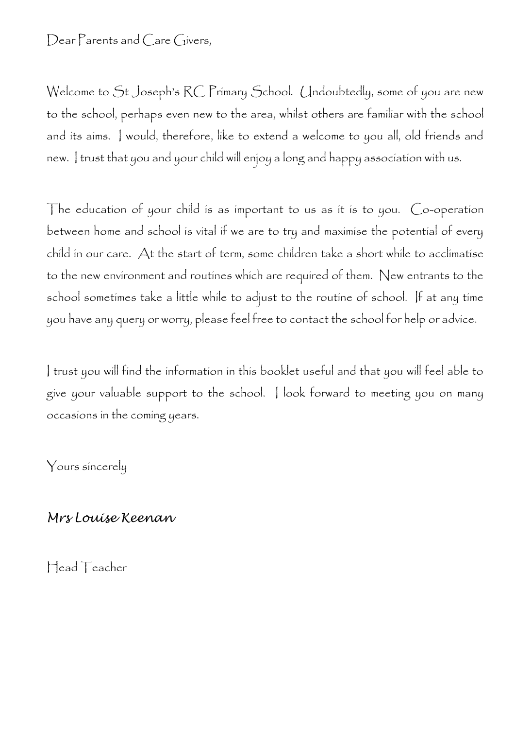Dear Parents and Care Givers,

Welcome to St Joseph's RC Primary School. Undoubtedly, some of you are new to the school, perhaps even new to the area, whilst others are familiar with the school and its aims. I would, therefore, like to extend a welcome to you all, old friends and new. I trust that you and your child will enjoy a long and happy association with us.

The education of your child is as important to us as it is to you. Co-operation between home and school is vital if we are to try and maximise the potential of every child in our care. At the start of term, some children take a short while to acclimatise to the new environment and routines which are required of them. New entrants to the school sometimes take a little while to adjust to the routine of school. If at any time you have any query or worry, please feel free to contact the school for help or advice.

I trust you will find the information in this booklet useful and that you will feel able to give your valuable support to the school. I look forward to meeting you on many occasions in the coming years.

Yours sincerely

***Mrs Louise Keenan***

Head Teacher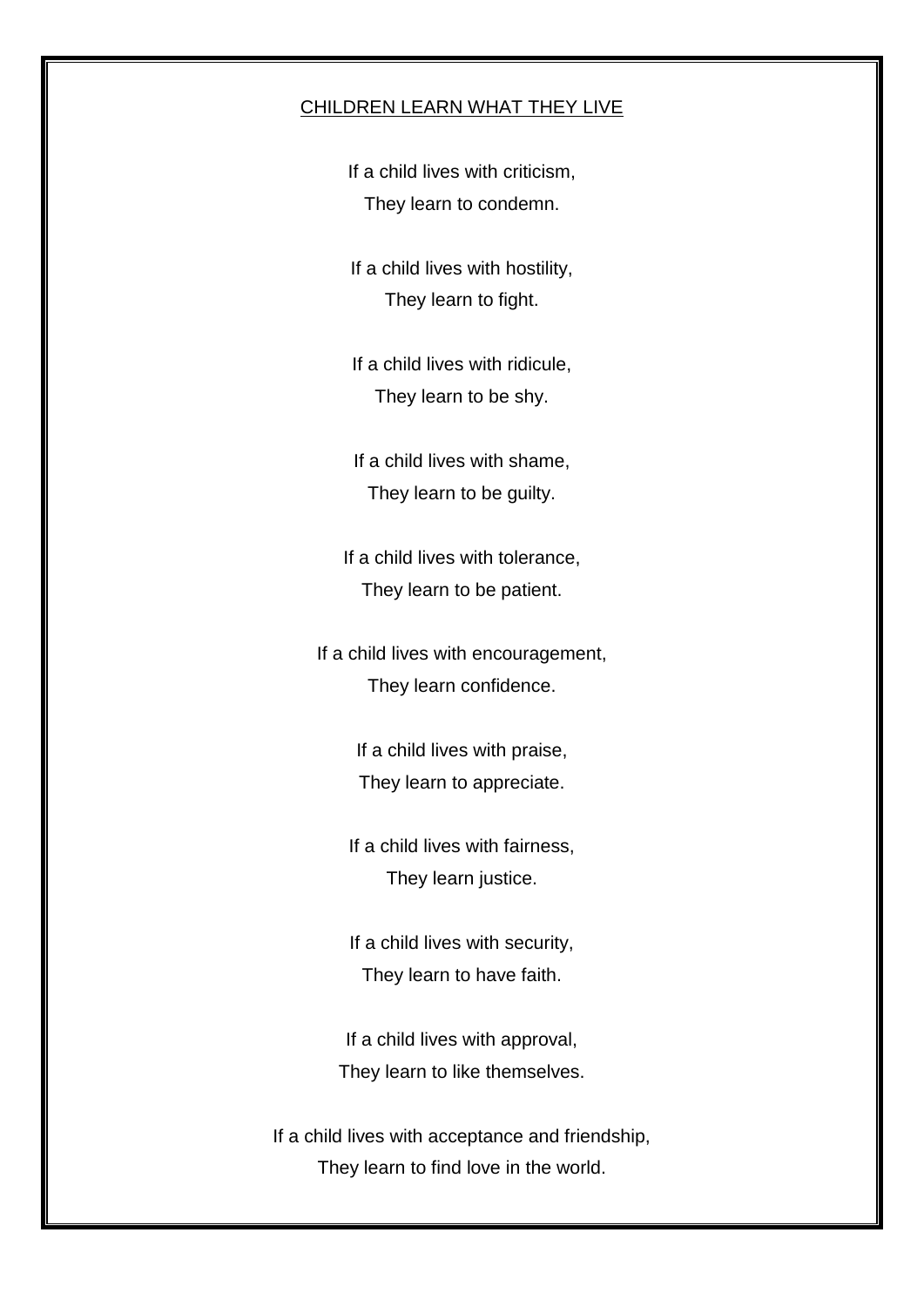## CHILDREN LEARN WHAT THEY LIVE

If a child lives with criticism,
They learn to condemn.

If a child lives with hostility,
They learn to fight.

If a child lives with ridicule,
They learn to be shy.

If a child lives with shame,
They learn to be guilty.

If a child lives with tolerance,
They learn to be patient.

If a child lives with encouragement,
They learn confidence.

If a child lives with praise,
They learn to appreciate.

If a child lives with fairness,
They learn justice.

If a child lives with security,
They learn to have faith.

If a child lives with approval,
They learn to like themselves.

If a child lives with acceptance and friendship,
They learn to find love in the world.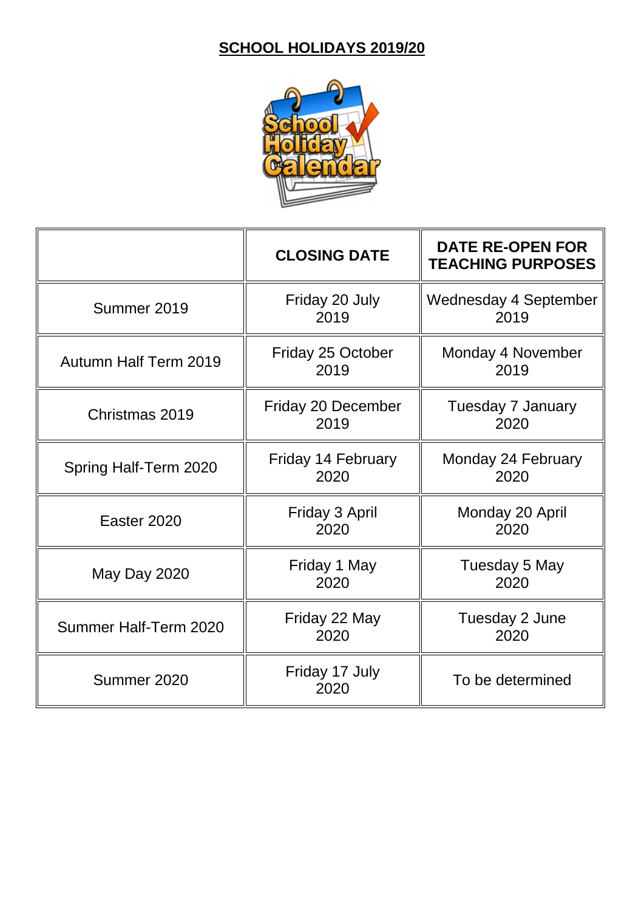## SCHOOL HOLIDAYS 2019/20

| | CLOSING DATE | DATE RE-OPEN FOR TEACHING PURPOSES |
|---|---|---|
| Summer 2019 | Friday 20 July 2019 | Wednesday 4 September 2019 |
| Autumn Half Term 2019 | Friday 25 October 2019 | Monday 4 November 2019 |
| Christmas 2019 | Friday 20 December 2019 | Tuesday 7 January 2020 |
| Spring Half-Term 2020 | Friday 14 February 2020 | Monday 24 February 2020 |
| Easter 2020 | Friday 3 April 2020 | Monday 20 April 2020 |
| May Day 2020 | Friday 1 May 2020 | Tuesday 5 May 2020 |
| Summer Half-Term 2020 | Friday 22 May 2020 | Tuesday 2 June 2020 |
| Summer 2020 | Friday 17 July 2020 | To be determined |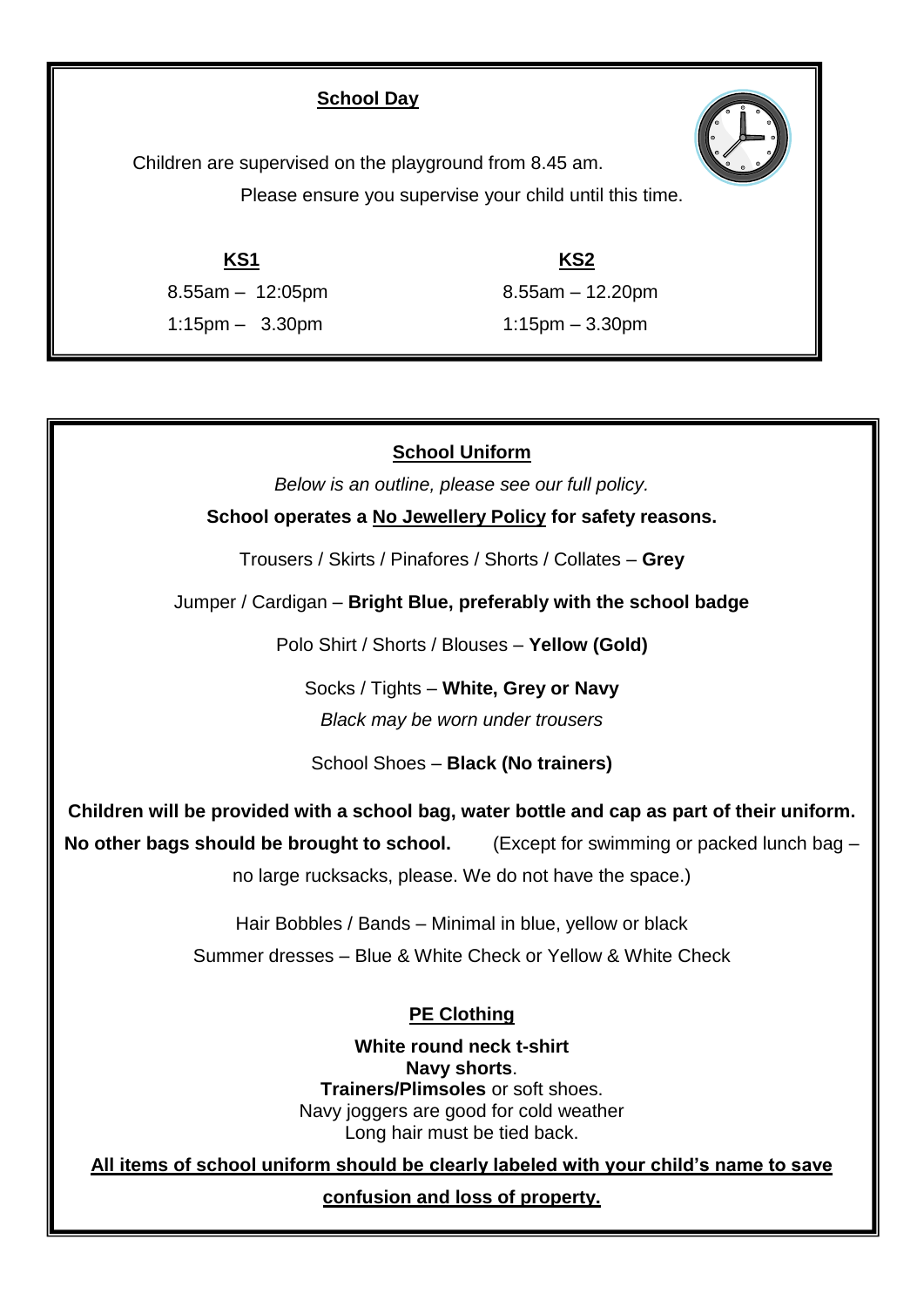## School Day

Children are supervised on the playground from 8.45 am.

Please ensure you supervise your child until this time.

| KS1 | KS2 |
|---|---|
| 8.55am – 12:05pm | 8.55am – 12.20pm |
| 1:15pm – 3.30pm | 1:15pm – 3.30pm |

## School Uniform

*Below is an outline, please see our full policy.*

**School operates a No Jewellery Policy for safety reasons.**

Trousers / Skirts / Pinafores / Shorts / Collates – **Grey**

Jumper / Cardigan – **Bright Blue, preferably with the school badge**

Polo Shirt / Shorts / Blouses – **Yellow (Gold)**

Socks / Tights – **White, Grey or Navy**

*Black may be worn under trousers*

School Shoes – **Black (No trainers)**

**Children will be provided with a school bag, water bottle and cap as part of their uniform.**

**No other bags should be brought to school.** (Except for swimming or packed lunch bag – no large rucksacks, please. We do not have the space.)

Hair Bobbles / Bands – Minimal in blue, yellow or black

Summer dresses – Blue & White Check or Yellow & White Check

### PE Clothing

**White round neck t-shirt**
**Navy shorts**.
**Trainers/Plimsoles** or soft shoes.
Navy joggers are good for cold weather
Long hair must be tied back.

**All items of school uniform should be clearly labeled with your child's name to save confusion and loss of property.**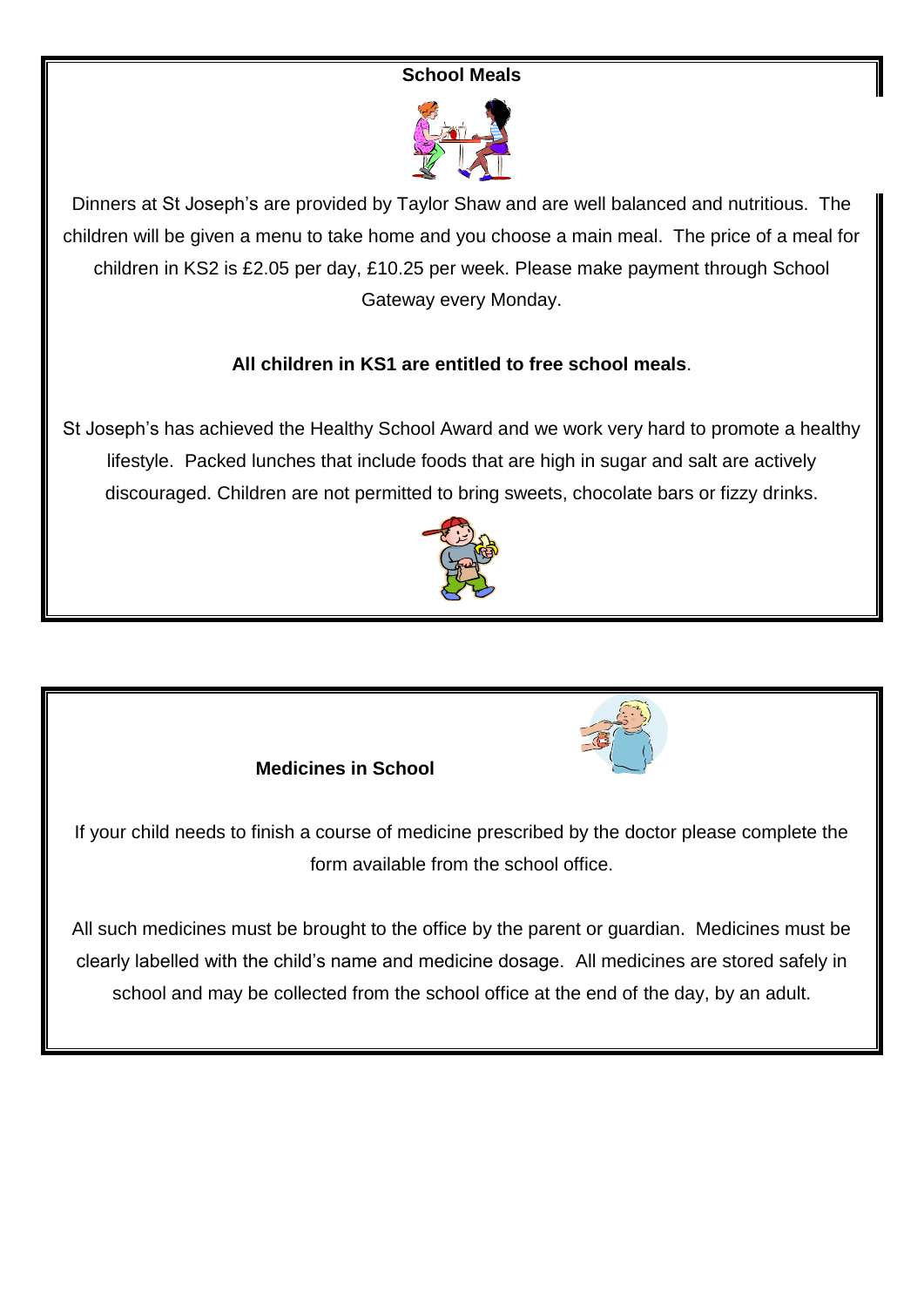## School Meals

Dinners at St Joseph's are provided by Taylor Shaw and are well balanced and nutritious. The children will be given a menu to take home and you choose a main meal. The price of a meal for children in KS2 is £2.05 per day, £10.25 per week. Please make payment through School Gateway every Monday.

**All children in KS1 are entitled to free school meals**.

St Joseph's has achieved the Healthy School Award and we work very hard to promote a healthy lifestyle. Packed lunches that include foods that are high in sugar and salt are actively discouraged. Children are not permitted to bring sweets, chocolate bars or fizzy drinks.

## Medicines in School

If your child needs to finish a course of medicine prescribed by the doctor please complete the form available from the school office.

All such medicines must be brought to the office by the parent or guardian. Medicines must be clearly labelled with the child's name and medicine dosage. All medicines are stored safely in school and may be collected from the school office at the end of the day, by an adult.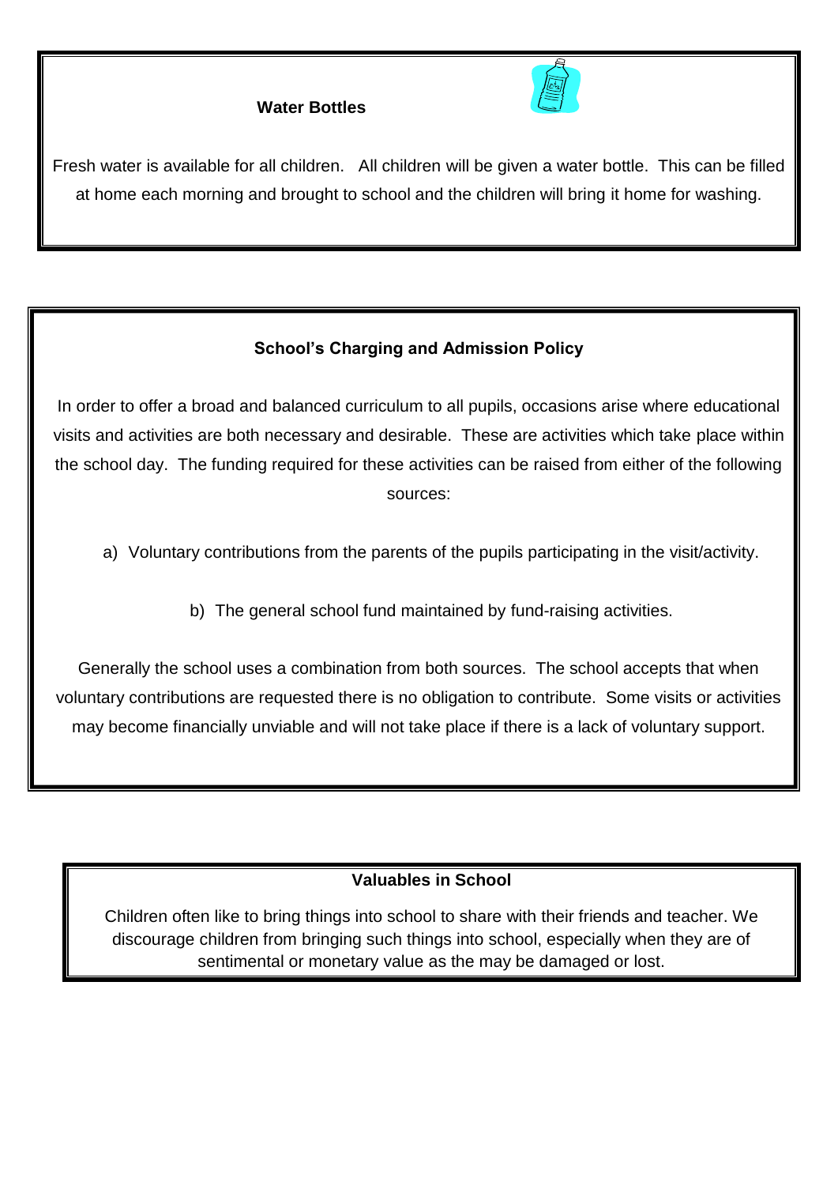## Water Bottles

Fresh water is available for all children. All children will be given a water bottle. This can be filled at home each morning and brought to school and the children will bring it home for washing.

## School's Charging and Admission Policy

In order to offer a broad and balanced curriculum to all pupils, occasions arise where educational visits and activities are both necessary and desirable. These are activities which take place within the school day. The funding required for these activities can be raised from either of the following sources:

a) Voluntary contributions from the parents of the pupils participating in the visit/activity.

b) The general school fund maintained by fund-raising activities.

Generally the school uses a combination from both sources. The school accepts that when voluntary contributions are requested there is no obligation to contribute. Some visits or activities may become financially unviable and will not take place if there is a lack of voluntary support.

## Valuables in School

Children often like to bring things into school to share with their friends and teacher. We discourage children from bringing such things into school, especially when they are of sentimental or monetary value as the may be damaged or lost.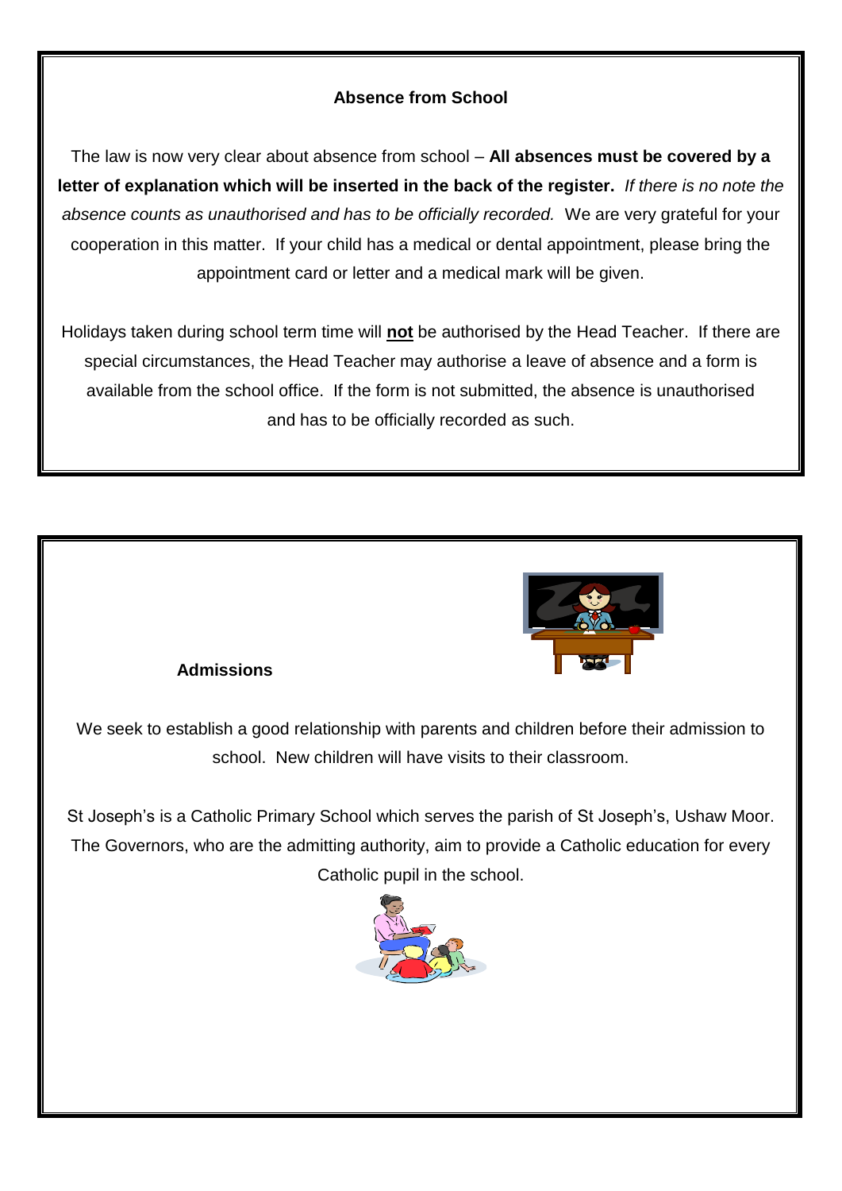## Absence from School

The law is now very clear about absence from school – **All absences must be covered by a letter of explanation which will be inserted in the back of the register.** *If there is no note the absence counts as unauthorised and has to be officially recorded.* We are very grateful for your cooperation in this matter. If your child has a medical or dental appointment, please bring the appointment card or letter and a medical mark will be given.

Holidays taken during school term time will **not** be authorised by the Head Teacher. If there are special circumstances, the Head Teacher may authorise a leave of absence and a form is available from the school office. If the form is not submitted, the absence is unauthorised and has to be officially recorded as such.

## Admissions

We seek to establish a good relationship with parents and children before their admission to school. New children will have visits to their classroom.

St Joseph's is a Catholic Primary School which serves the parish of St Joseph's, Ushaw Moor. The Governors, who are the admitting authority, aim to provide a Catholic education for every Catholic pupil in the school.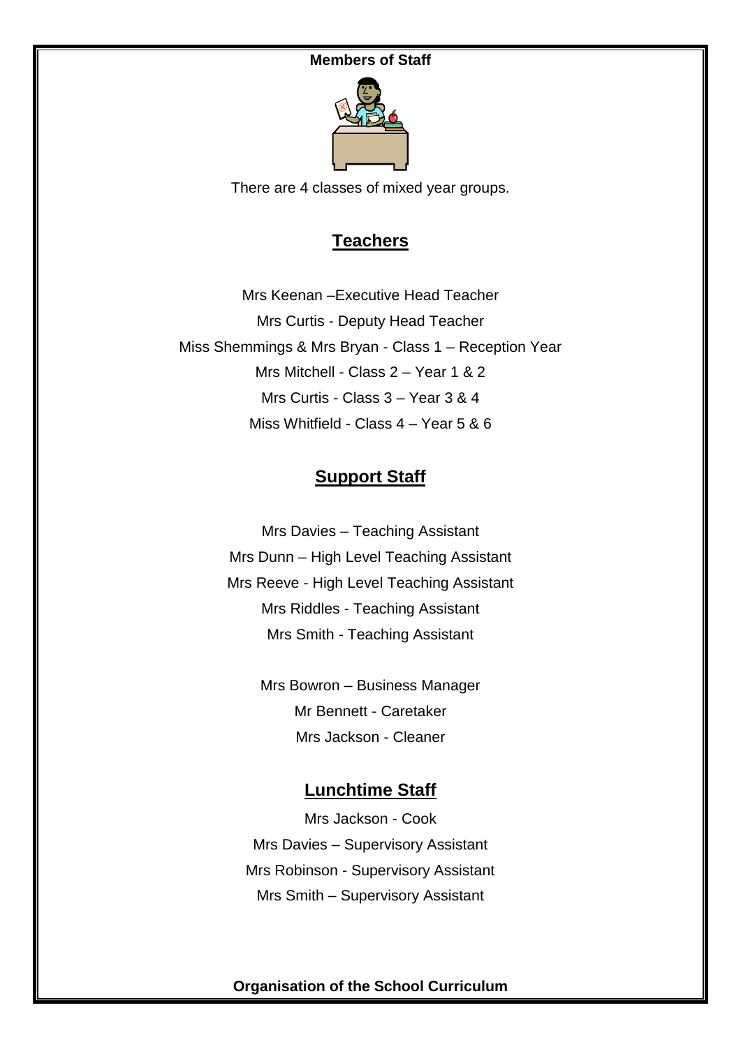**Members of Staff**

There are 4 classes of mixed year groups.

## Teachers

Mrs Keenan –Executive Head Teacher

Mrs Curtis - Deputy Head Teacher

Miss Shemmings & Mrs Bryan - Class 1 – Reception Year

Mrs Mitchell - Class 2 – Year 1 & 2

Mrs Curtis - Class 3 – Year 3 & 4

Miss Whitfield - Class 4 – Year 5 & 6

## Support Staff

Mrs Davies – Teaching Assistant

Mrs Dunn – High Level Teaching Assistant

Mrs Reeve - High Level Teaching Assistant

Mrs Riddles - Teaching Assistant

Mrs Smith - Teaching Assistant

Mrs Bowron – Business Manager

Mr Bennett - Caretaker

Mrs Jackson - Cleaner

## Lunchtime Staff

Mrs Jackson - Cook

Mrs Davies – Supervisory Assistant

Mrs Robinson - Supervisory Assistant

Mrs Smith – Supervisory Assistant

**Organisation of the School Curriculum**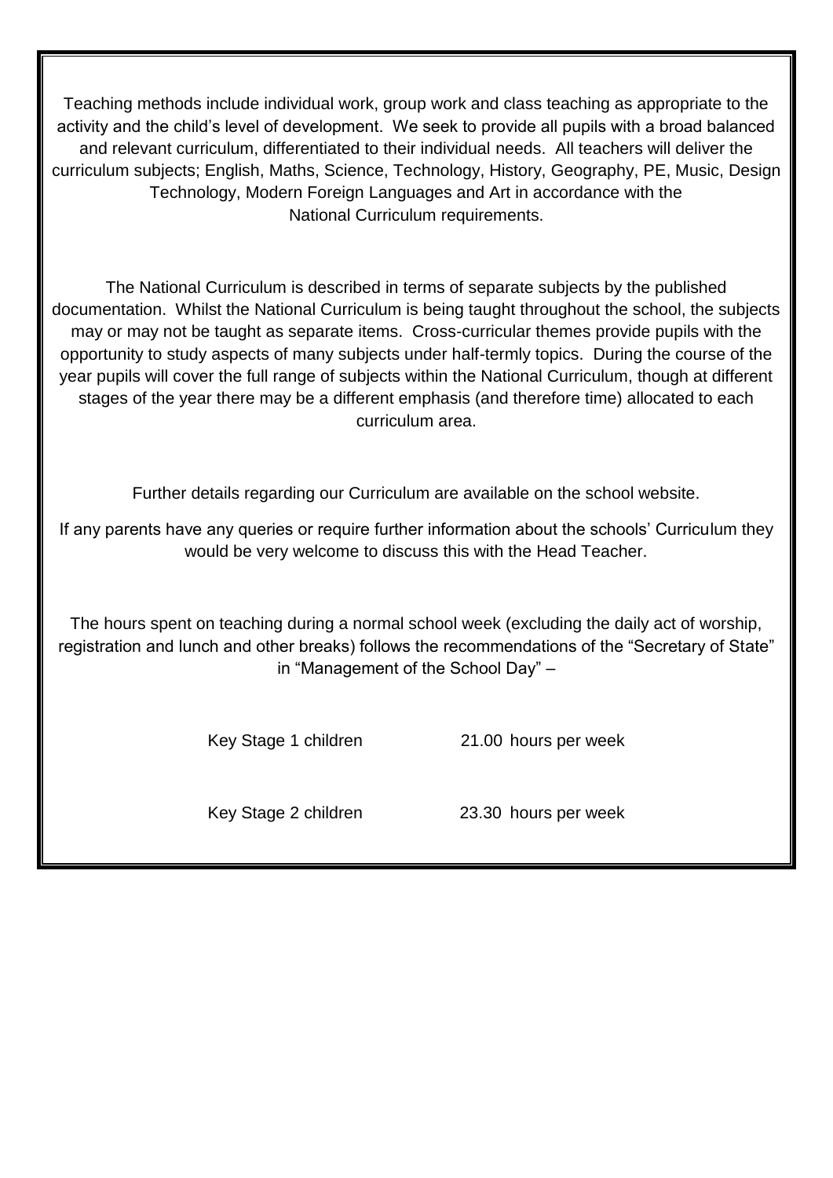Teaching methods include individual work, group work and class teaching as appropriate to the activity and the child's level of development. We seek to provide all pupils with a broad balanced and relevant curriculum, differentiated to their individual needs. All teachers will deliver the curriculum subjects; English, Maths, Science, Technology, History, Geography, PE, Music, Design Technology, Modern Foreign Languages and Art in accordance with the National Curriculum requirements.

The National Curriculum is described in terms of separate subjects by the published documentation. Whilst the National Curriculum is being taught throughout the school, the subjects may or may not be taught as separate items. Cross-curricular themes provide pupils with the opportunity to study aspects of many subjects under half-termly topics. During the course of the year pupils will cover the full range of subjects within the National Curriculum, though at different stages of the year there may be a different emphasis (and therefore time) allocated to each curriculum area.

Further details regarding our Curriculum are available on the school website.

If any parents have any queries or require further information about the schools' Curriculum they would be very welcome to discuss this with the Head Teacher.

The hours spent on teaching during a normal school week (excluding the daily act of worship, registration and lunch and other breaks) follows the recommendations of the "Secretary of State" in "Management of the School Day" –

| | |
|---|---|
| Key Stage 1 children | 21.00 hours per week |
| Key Stage 2 children | 23.30 hours per week |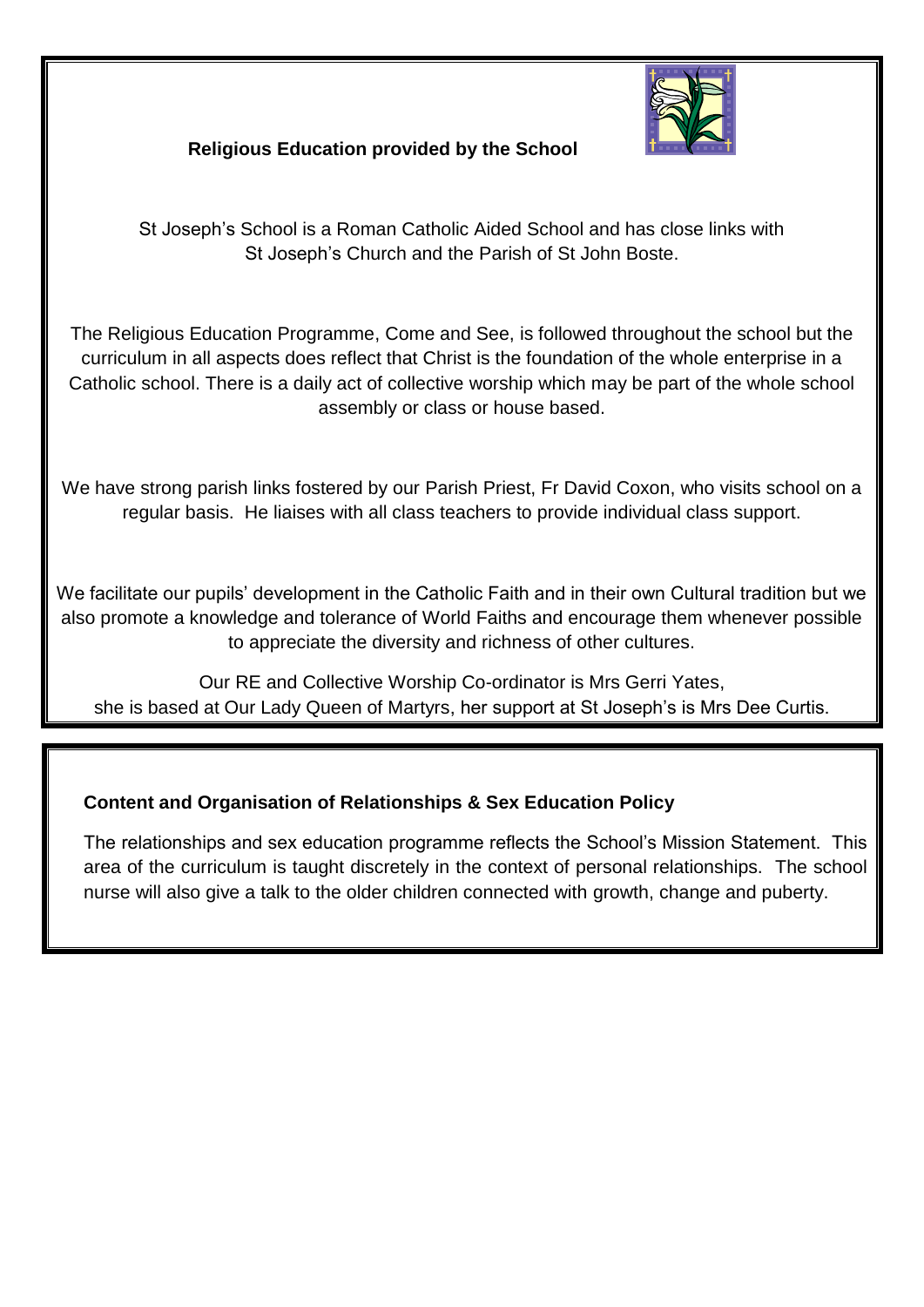## Religious Education provided by the School

St Joseph's School is a Roman Catholic Aided School and has close links with St Joseph's Church and the Parish of St John Boste.

The Religious Education Programme, Come and See, is followed throughout the school but the curriculum in all aspects does reflect that Christ is the foundation of the whole enterprise in a Catholic school. There is a daily act of collective worship which may be part of the whole school assembly or class or house based.

We have strong parish links fostered by our Parish Priest, Fr David Coxon, who visits school on a regular basis. He liaises with all class teachers to provide individual class support.

We facilitate our pupils' development in the Catholic Faith and in their own Cultural tradition but we also promote a knowledge and tolerance of World Faiths and encourage them whenever possible to appreciate the diversity and richness of other cultures.

Our RE and Collective Worship Co-ordinator is Mrs Gerri Yates, she is based at Our Lady Queen of Martyrs, her support at St Joseph's is Mrs Dee Curtis.

## Content and Organisation of Relationships & Sex Education Policy

The relationships and sex education programme reflects the School's Mission Statement. This area of the curriculum is taught discretely in the context of personal relationships. The school nurse will also give a talk to the older children connected with growth, change and puberty.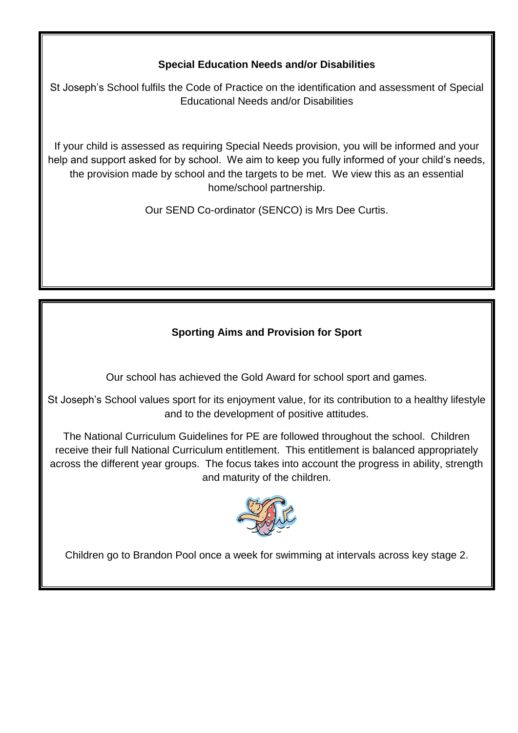### Special Education Needs and/or Disabilities

St Joseph's School fulfils the Code of Practice on the identification and assessment of Special Educational Needs and/or Disabilities

If your child is assessed as requiring Special Needs provision, you will be informed and your help and support asked for by school. We aim to keep you fully informed of your child's needs, the provision made by school and the targets to be met. We view this as an essential home/school partnership.

Our SEND Co-ordinator (SENCO) is Mrs Dee Curtis.

### Sporting Aims and Provision for Sport

Our school has achieved the Gold Award for school sport and games.

St Joseph's School values sport for its enjoyment value, for its contribution to a healthy lifestyle and to the development of positive attitudes.

The National Curriculum Guidelines for PE are followed throughout the school. Children receive their full National Curriculum entitlement. This entitlement is balanced appropriately across the different year groups. The focus takes into account the progress in ability, strength and maturity of the children.

Children go to Brandon Pool once a week for swimming at intervals across key stage 2.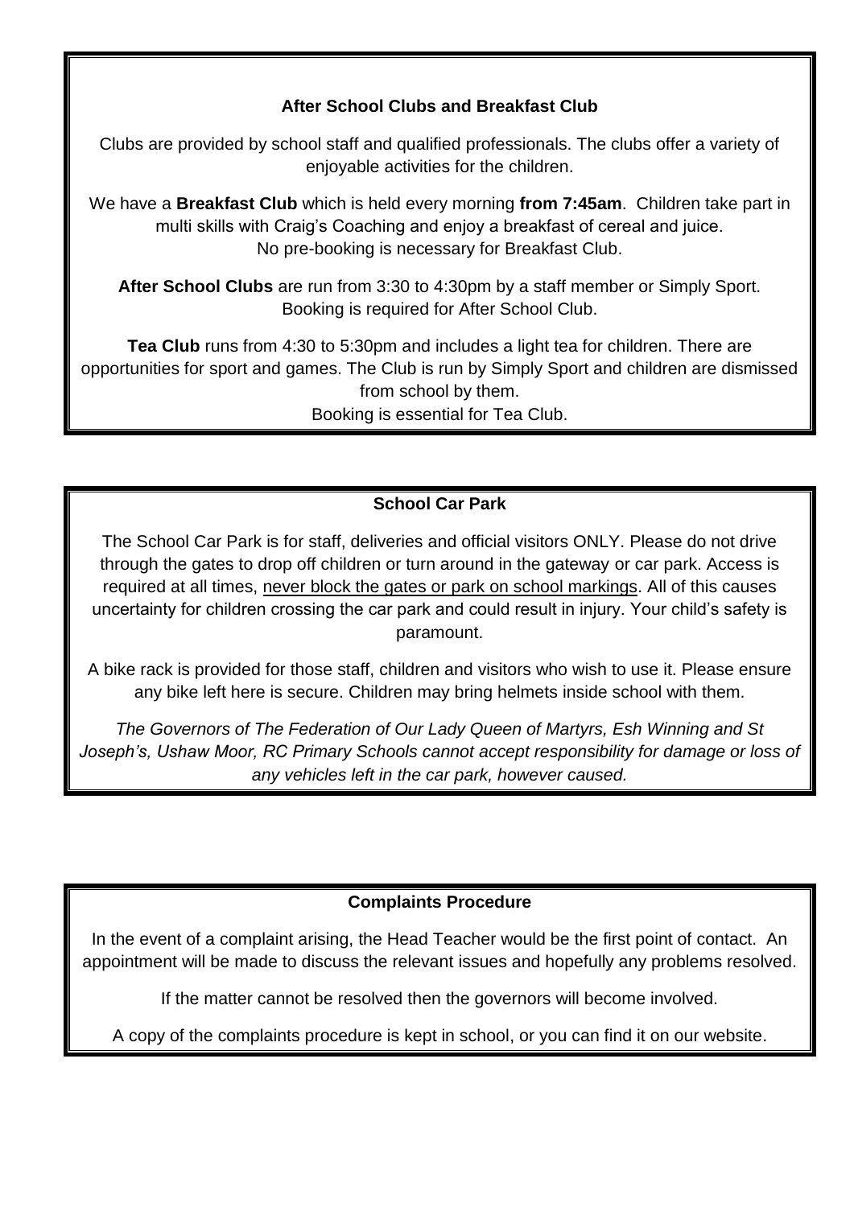## After School Clubs and Breakfast Club

Clubs are provided by school staff and qualified professionals. The clubs offer a variety of enjoyable activities for the children.

We have a **Breakfast Club** which is held every morning **from 7:45am**. Children take part in multi skills with Craig's Coaching and enjoy a breakfast of cereal and juice. No pre-booking is necessary for Breakfast Club.

**After School Clubs** are run from 3:30 to 4:30pm by a staff member or Simply Sport. Booking is required for After School Club.

**Tea Club** runs from 4:30 to 5:30pm and includes a light tea for children. There are opportunities for sport and games. The Club is run by Simply Sport and children are dismissed from school by them.
Booking is essential for Tea Club.

## School Car Park

The School Car Park is for staff, deliveries and official visitors ONLY. Please do not drive through the gates to drop off children or turn around in the gateway or car park. Access is required at all times, <u>never block the gates or park on school markings</u>. All of this causes uncertainty for children crossing the car park and could result in injury. Your child's safety is paramount.

A bike rack is provided for those staff, children and visitors who wish to use it. Please ensure any bike left here is secure. Children may bring helmets inside school with them.

*The Governors of The Federation of Our Lady Queen of Martyrs, Esh Winning and St Joseph's, Ushaw Moor, RC Primary Schools cannot accept responsibility for damage or loss of any vehicles left in the car park, however caused.*

## Complaints Procedure

In the event of a complaint arising, the Head Teacher would be the first point of contact. An appointment will be made to discuss the relevant issues and hopefully any problems resolved.

If the matter cannot be resolved then the governors will become involved.

A copy of the complaints procedure is kept in school, or you can find it on our website.